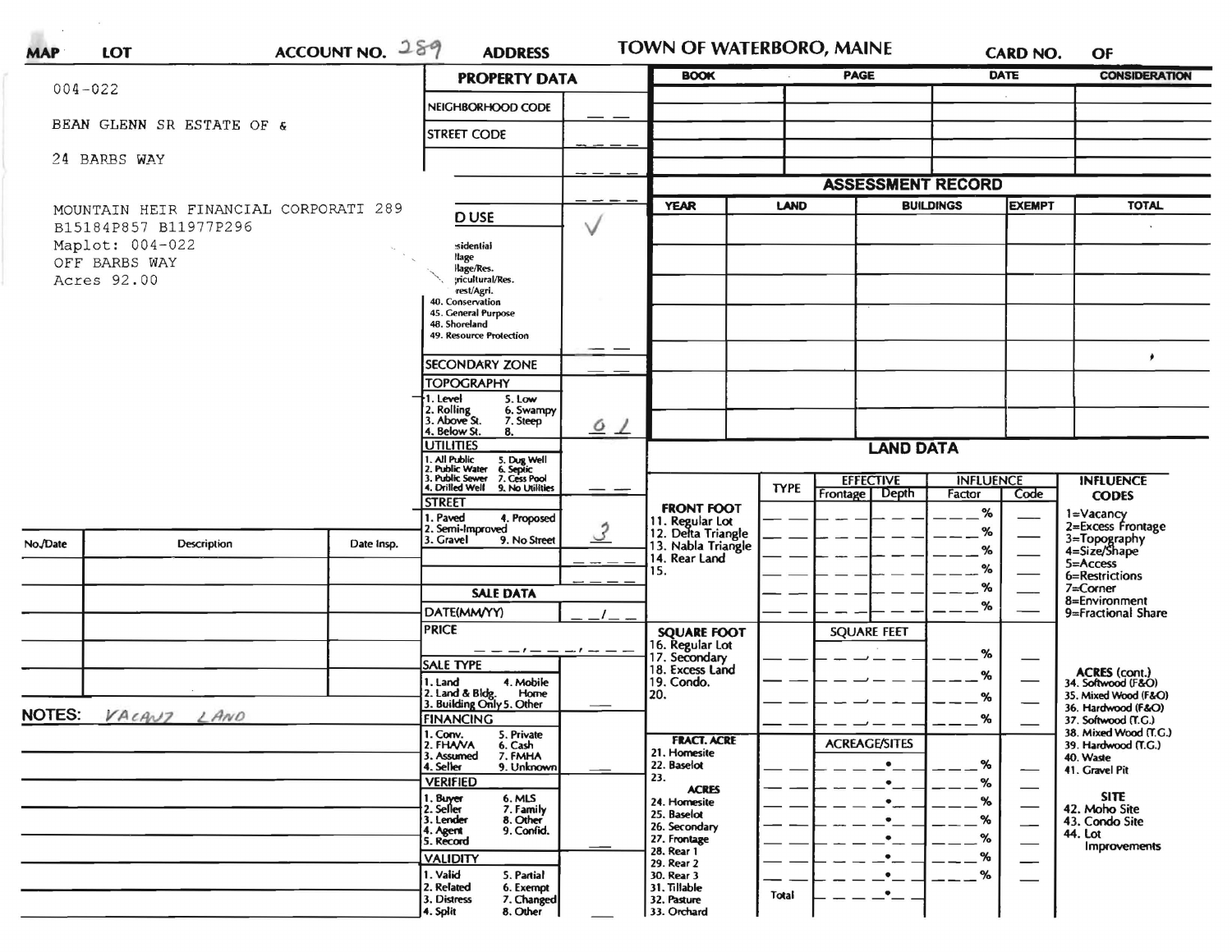MAP | LOT | ACCOUNT NO. 289 | ADDRESS | TOWN OF WATERBORO, MAINE | CARD NO. | OF

004-022

BEAN GLENN SR ESTATE OF &

24 BARBS WAY

MOUNTAIN HEIR FINANCIAL CORPORATI 289
B15184P857 B11977P296
Maplot: 004-022
OFF BARBS WAY
Acres 92.00

## PROPERTY DATA

| | |
|---|---|
| NEIGHBORHOOD CODE | __ __ |
| STREET CODE | __ __ __ |
| | __ __ __ |
| | __ __ __ |
| D USE (sidential, llage, llage/Res., ricultural/Res., rest/Agri., 40. Conservation, 45. General Purpose, 48. Shoreland, 49. Resource Protection) | √ |
| SECONDARY ZONE | __ __ |
| TOPOGRAPHY (1. Level, 2. Rolling, 3. Above St., 4. Below St., 5. Low, 6. Swampy, 7. Steep, 8.) | 6 1 |
| UTILITIES (1. All Public, 2. Public Water, 3. Public Sewer, 4. Drilled Well, 5. Dug Well, 6. Septic, 7. Cess Pool, 9. No Utilities) | __ __ |
| STREET (1. Paved, 2. Semi-Improved, 3. Gravel, 4. Proposed, 9. No Street) | 3 |

## SALE DATA

| | |
|---|---|
| DATE(MM/YY) | __ __/__ __ |
| PRICE | __ __ __,__ __ __,__ __ __ |
| SALE TYPE (1. Land, 2. Land & Bldg., 3. Building Only, 4. Mobile Home, 5. Other) | |
| FINANCING (1. Conv., 2. FHA/VA, 3. Assumed, 4. Seller, 5. Private, 6. Cash, 7. FMHA, 9. Unknown) | |
| VERIFIED (1. Buyer, 2. Seller, 3. Lender, 4. Agent, 5. Record, 6. MLS, 7. Family, 8. Other, 9. Confid.) | |
| VALIDITY (1. Valid, 2. Related, 3. Distress, 4. Split, 5. Partial, 6. Exempt, 7. Changed, 8. Other) | |

| BOOK | PAGE | DATE | CONSIDERATION |
|---|---|---|---|
| | | | |
| | | | |
| | | | |
| | | | |

## ASSESSMENT RECORD

| YEAR | LAND | BUILDINGS | EXEMPT | TOTAL |
|---|---|---|---|---|
| | | | | |
| | | | | |
| | | | | |
| | | | | |
| | | | | |
| | | | | |
| | | | | |

## LAND DATA

| | TYPE | EFFECTIVE Frontage | EFFECTIVE Depth | INFLUENCE Factor | INFLUENCE Code |
|---|---|---|---|---|---|
| **FRONT FOOT** | | | | | |
| 11. Regular Lot | | | | % | |
| 12. Delta Triangle | | | | % | |
| 13. Nabla Triangle | | | | % | |
| 14. Rear Land | | | | % | |
| 15. | | | | % | |
| | | | | % | |
| **SQUARE FOOT** | | SQUARE FEET | | | |
| 16. Regular Lot | | | | % | |
| 17. Secondary | | | | % | |
| 18. Excess Land | | | | % | |
| 19. Condo. | | | | % | |
| 20. | | | | | |
| **FRACT. ACRE** | | ACREAGE/SITES | | | |
| 21. Homesite | | | | % | |
| 22. Baselot | | | | % | |
| 23. | | | | % | |
| **ACRES** | | | | | |
| 24. Homesite | | | | % | |
| 25. Baselot | | | | % | |
| 26. Secondary | | | | % | |
| 27. Frontage | | | | % | |
| 28. Rear 1 | | | | % | |
| 29. Rear 2 | | | | % | |
| 30. Rear 3 | | | | | |
| 31. Tillable | | | | | |
| 32. Pasture | Total | | | | |
| 33. Orchard | | | | | |

**INFLUENCE CODES**
1=Vacancy
2=Excess Frontage
3=Topography
4=Size/Shape
5=Access
6=Restrictions
7=Corner
8=Environment
9=Fractional Share

**ACRES (cont.)**
34. Softwood (F&O)
35. Mixed Wood (F&O)
36. Hardwood (F&O)
37. Softwood (T.G.)
38. Mixed Wood (T.G.)
39. Hardwood (T.G.)
40. Waste
41. Gravel Pit

**SITE**
42. Moho Site
43. Condo Site
44. Lot Improvements

| No./Date | Description | Date Insp. |
|---|---|---|
| | | |
| | | |
| | | |
| | | |
| | | |

NOTES: VACANT LAND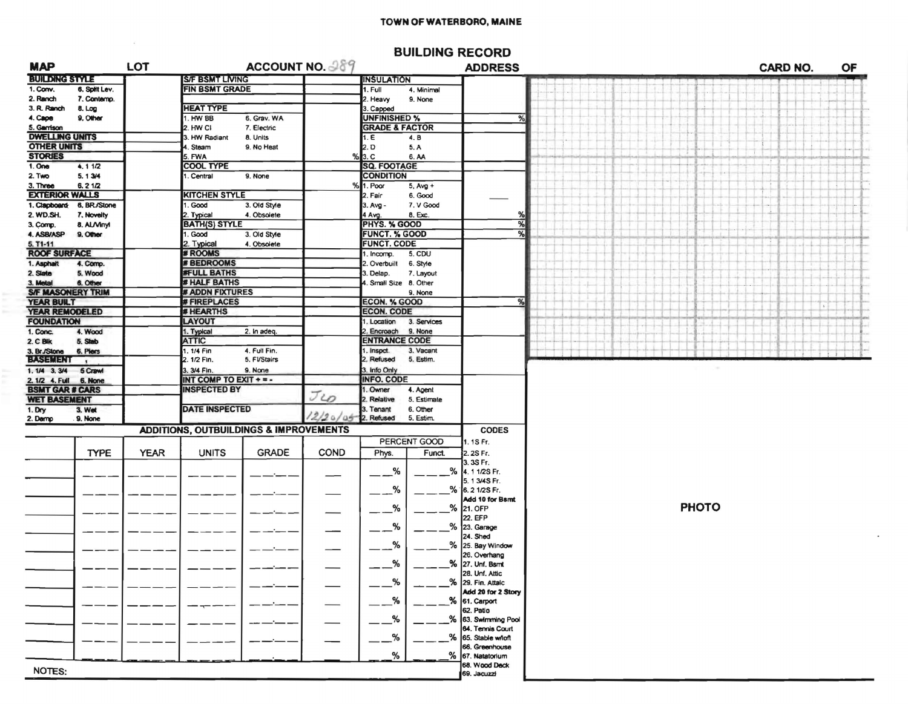TOWN OF WATERBORO, MAINE

## BUILDING RECORD

**MAP** LOT ACCOUNT NO. 289 ADDRESS CARD NO. OF

| | | | | | |
|---|---|---|---|---|---|
| **BUILDING STYLE**<br>1. Conv. 6. Split Lev.<br>2. Ranch 7. Contemp.<br>3. R. Ranch 8. Log<br>4. Cape 9. Other<br>5. Garrison | | **S/F BSMT LIVING** | | **INSULATION**<br>1. Full 4. Minimal<br>2. Heavy 9. None<br>3. Capped | |
| | | **FIN BSMT GRADE** | | | |
| **DWELLING UNITS** | | **HEAT TYPE**<br>1. HW BB 6. Grav. WA<br>2. HW CI 7. Electric<br>3. HW Radiant 8. Units<br>4. Steam 9. No Heat<br>5. FWA | % | **UNFINISHED %** | % |
| **OTHER UNITS** | | | | **GRADE & FACTOR**<br>1. E 4. B<br>2. D 5. A<br>3. C 6. AA | |
| **STORIES**<br>1. One 4. 1 1/2<br>2. Two 5. 1 3/4<br>3. Three 6. 2 1/2 | | **COOL TYPE**<br>1. Central 9. None | % | **SQ. FOOTAGE** | |
| **EXTERIOR WALLS**<br>1. Clapboard 6. BR./Stone<br>2. WD.SH. 7. Novelty<br>3. Comp. 8. AL/Vinyl<br>4. ASB/ASP 9. Other<br>5. T1-11 | | **KITCHEN STYLE**<br>1. Good 3. Old Style<br>2. Typical 4. Obsolete | | **CONDITION**<br>1. Poor 5. Avg +<br>2. Fair 6. Good<br>3. Avg - 7. V Good<br>4 Avg. 8. Exc. | ___ |
| | | **BATH(S) STYLE**<br>1. Good 3. Old Style<br>2. Typical 4. Obsolete | | **PHYS. % GOOD** | % |
| | | | | **FUNCT. % GOOD** | % |
| **ROOF SURFACE**<br>1. Asphalt 4. Comp.<br>2. Slate 5. Wood<br>3. Metal 6. Other | | **# ROOMS** | | **FUNCT. CODE**<br>1. Incomp. 5. CDU<br>2. Overbuilt 6. Style<br>3. Delap. 7. Layout<br>4. Small Size 8. Other<br>9. None | |
| | | **# BEDROOMS** | | | |
| | | **#FULL BATHS** | | | |
| | | **# HALF BATHS** | | | |
| **S/F MASONERY TRIM** | | **# ADDN FIXTURES** | | | |
| **YEAR BUILT** | | **# FIREPLACES** | | **ECON. % GOOD** | % |
| **YEAR REMODELED** | | **# HEARTHS** | | **ECON. CODE**<br>1. Location 3. Services<br>2. Encroach 9. None | |
| **FOUNDATION**<br>1. Conc. 4. Wood<br>2. C Blk 5. Slab<br>3. Br./Stone 6. Piers | | **LAYOUT**<br>1. Typical 2. In adeq. | | | |
| | | **ATTIC**<br>1. 1/4 Fin 4. Full Fin.<br>2. 1/2 Fin. 5. Fl/Stairs<br>3. 3/4 Fin. 9. None | | **ENTRANCE CODE**<br>1. Inspct. 3. Vacant<br>2. Refused 5. Estim.<br>3. Info Only | |
| **BASEMENT**<br>1. 1/4 3. 3/4 5 Crawl<br>2. 1/2 4. Full 6. None | | | | | |
| | | **INT COMP TO EXIT + = -** | | **INFO. CODE**<br>1. Owner 4. Agent<br>2. Relative 5. Estimate<br>3. Tenant 6. Other<br>2. Refused 5. Estim. | |
| **BSMT GAR # CARS** | | **INSPECTED BY** | JLO | | |
| **WET BASEMENT**<br>1. Dry 3. Wet<br>2. Damp 9. None | | **DATE INSPECTED** | 12/20/05 | | |

### ADDITIONS, OUTBUILDINGS & IMPROVEMENTS

| | TYPE | YEAR | UNITS | GRADE | COND | PERCENT GOOD Phys. | Funct. |
|---|---|---|---|---|---|---|---|
| | | | | | | % | % |
| | | | | | | % | % |
| | | | | | | % | % |
| | | | | | | % | % |
| | | | | | | % | % |
| | | | | | | % | % |
| | | | | | | % | % |
| | | | | | | % | % |
| | | | | | | % | % |
| | | | | | | % | % |
| | | | | | | % | % |

**CODES**
1. 1S Fr.
2. 2S Fr.
3. 3S Fr.
4. 1 1/2S Fr.
5. 1 3/4S Fr.
6. 2 1/2S Fr.
**Add 10 for Bsmt**
21. OFP
22. EFP
23. Garage
24. Shed
25. Bay Window
26. Overhang
27. Unf. Bsmt
28. Unf. Attic
29. Fin. Attaic
**Add 20 for 2 Story**
61. Carport
62. Patio
63. Swimming Pool
64. Tennis Court
65. Stable w/loft
66. Greenhouse
67. Natatorium
68. Wood Deck
69. Jacuzzi

NOTES:

PHOTO